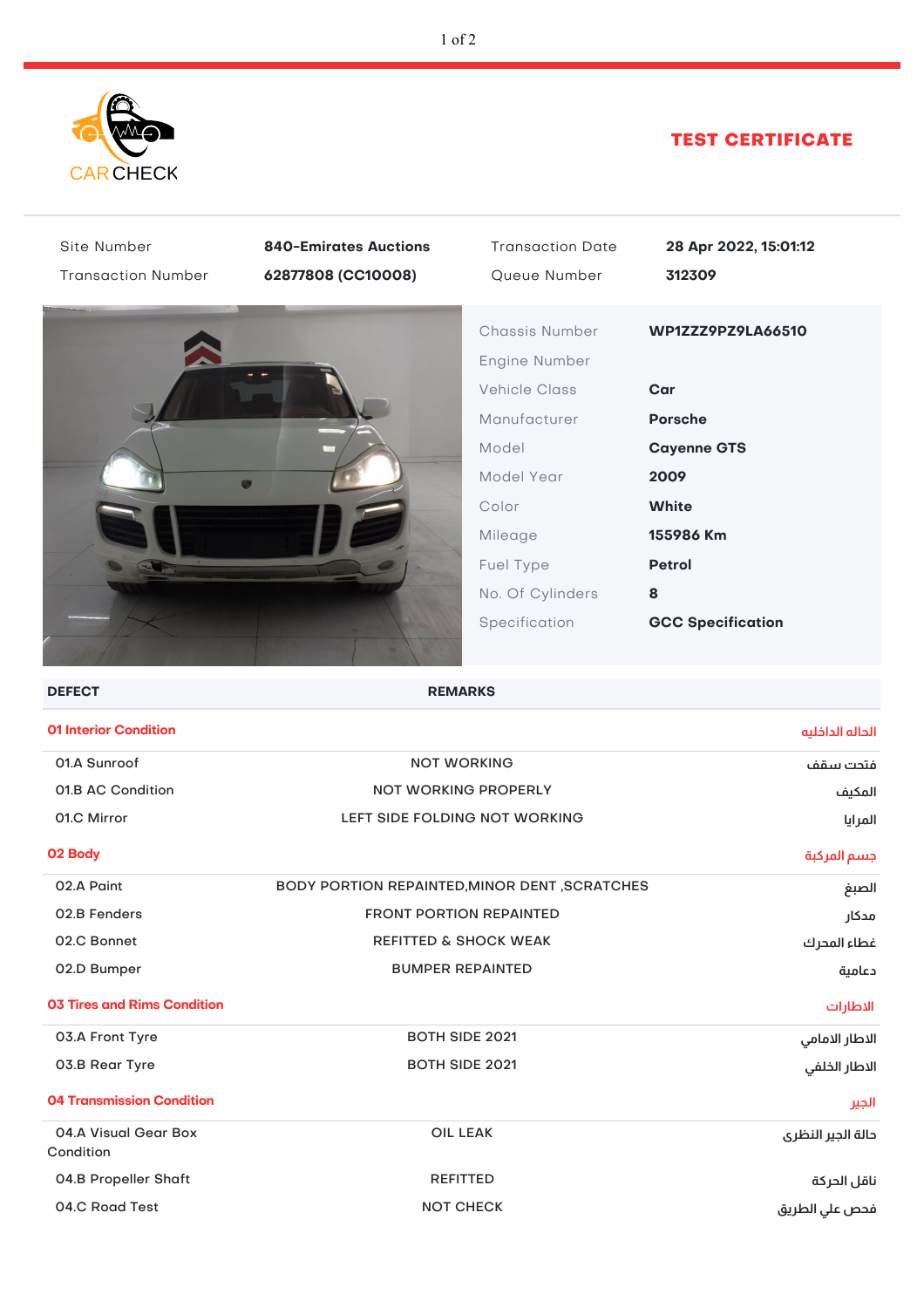CAR CHECK

# TEST CERTIFICATE

| | | | |
|---|---|---|---|
| Site Number | **840-Emirates Auctions** | Transaction Date | **28 Apr 2022, 15:01:12** |
| Transaction Number | **62877808 (CC10008)** | Queue Number | **312309** |

| | |
|---|---|
| Chassis Number | **WP1ZZZ9PZ9LA66510** |
| Engine Number | |
| Vehicle Class | **Car** |
| Manufacturer | **Porsche** |
| Model | **Cayenne GTS** |
| Model Year | **2009** |
| Color | **White** |
| Mileage | **155986 Km** |
| Fuel Type | **Petrol** |
| No. Of Cylinders | **8** |
| Specification | **GCC Specification** |

| DEFECT | REMARKS | |
|---|---|---|
| **01 Interior Condition** | | **الحالة الداخليه** |
| 01.A Sunroof | NOT WORKING | فتحت سقف |
| 01.B AC Condition | NOT WORKING PROPERLY | المكيف |
| 01.C Mirror | LEFT SIDE FOLDING NOT WORKING | المرايا |
| **02 Body** | | **جسم المركبة** |
| 02.A Paint | BODY PORTION REPAINTED,MINOR DENT ,SCRATCHES | الصبغ |
| 02.B Fenders | FRONT PORTION REPAINTED | مدكار |
| 02.C Bonnet | REFITTED & SHOCK WEAK | غطاء المحرك |
| 02.D Bumper | BUMPER REPAINTED | دعامية |
| **03 Tires and Rims Condition** | | **الاطارات** |
| 03.A Front Tyre | BOTH SIDE 2021 | الاطار الامامي |
| 03.B Rear Tyre | BOTH SIDE 2021 | الاطار الخلفي |
| **04 Transmission Condition** | | **الجير** |
| 04.A Visual Gear Box Condition | OIL LEAK | حالة الجير النظرى |
| 04.B Propeller Shaft | REFITTED | ناقل الحركة |
| 04.C Road Test | NOT CHECK | فحص علي الطريق |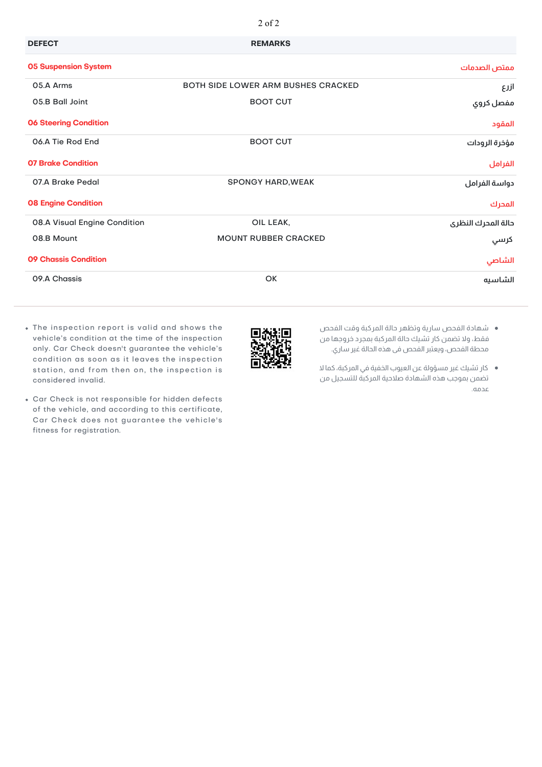| DEFECT | REMARKS | |
|---|---|---|
| **05 Suspension System** | | **ممتص الصدمات** |
| 05.A Arms | BOTH SIDE LOWER ARM BUSHES CRACKED | ازرع |
| 05.B Ball Joint | BOOT CUT | مفصل كروي |
| **06 Steering Condition** | | **المقود** |
| 06.A Tie Rod End | BOOT CUT | مؤخرة الرودات |
| **07 Brake Condition** | | **الفرامل** |
| 07.A Brake Pedal | SPONGY HARD,WEAK | دواسة الفرامل |
| **08 Engine Condition** | | **المحرك** |
| 08.A Visual Engine Condition | OIL LEAK, | حالة المحرك النظرى |
| 08.B Mount | MOUNT RUBBER CRACKED | كرسي |
| **09 Chassis Condition** | | **الشاصي** |
| 09.A Chassis | OK | الشاسيه |

- The inspection report is valid and shows the vehicle's condition at the time of the inspection only. Car Check doesn't guarantee the vehicle's condition as soon as it leaves the inspection station, and from then on, the inspection is considered invalid.
- Car Check is not responsible for hidden defects of the vehicle, and according to this certificate, Car Check does not guarantee the vehicle's fitness for registration.

- شهادة الفحص سارية وتظهر حالة المركبة وقت الفحص فقط، ولا تضمن كار تشيك حالة المركبة بمجرد خروجها من محطة الفحص، ويعتبر الفحص في هذه الحالة غير ساري.
- كار تشيك غير مسؤولة عن العيوب الخفية في المركبة، كما لا تضمن بموجب هذه الشهادة صلاحية المركبة للتسجيل من عدمه.